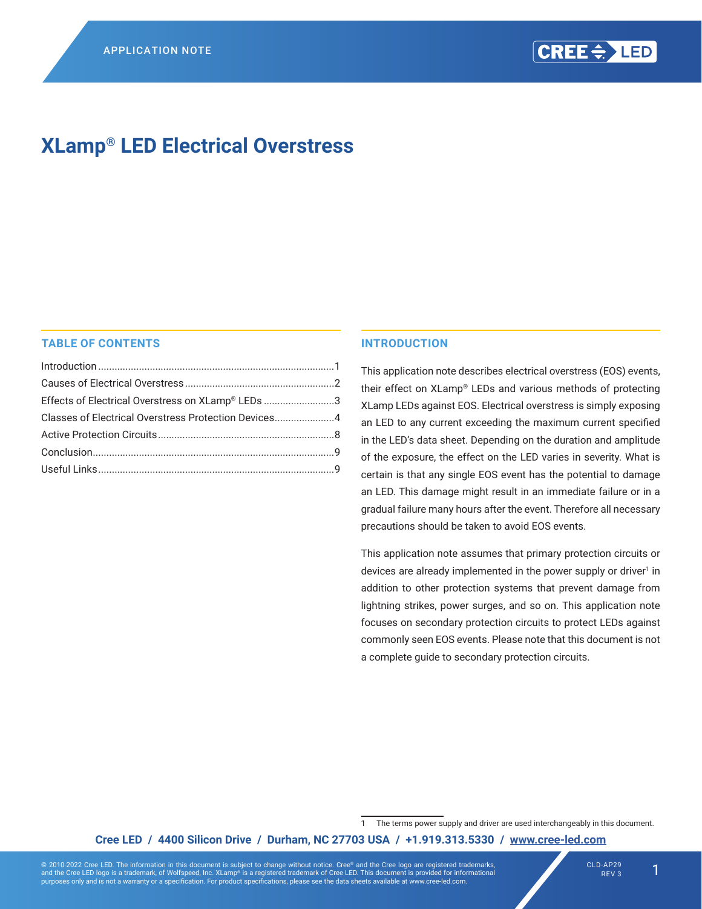# XLamp® LED Electrical Overstress

## TABLE OF CONTENTS

Introduction .......................................................................................1
Causes of Electrical Overstress .......................................................2
Effects of Electrical Overstress on XLamp® LEDs ..........................3
Classes of Electrical Overstress Protection Devices......................4
Active Protection Circuits.................................................................8
Conclusion.........................................................................................9
Useful Links.......................................................................................9

## INTRODUCTION

This application note describes electrical overstress (EOS) events, their effect on XLamp® LEDs and various methods of protecting XLamp LEDs against EOS. Electrical overstress is simply exposing an LED to any current exceeding the maximum current specified in the LED's data sheet. Depending on the duration and amplitude of the exposure, the effect on the LED varies in severity. What is certain is that any single EOS event has the potential to damage an LED. This damage might result in an immediate failure or in a gradual failure many hours after the event. Therefore all necessary precautions should be taken to avoid EOS events.

This application note assumes that primary protection circuits or devices are already implemented in the power supply or driver[1] in addition to other protection systems that prevent damage from lightning strikes, power surges, and so on. This application note focuses on secondary protection circuits to protect LEDs against commonly seen EOS events. Please note that this document is not a complete guide to secondary protection circuits.

1 The terms power supply and driver are used interchangeably in this document.

**Cree LED / 4400 Silicon Drive / Durham, NC 27703 USA / +1.919.313.5330 / www.cree-led.com**

© 2010-2022 Cree LED. The information in this document is subject to change without notice. Cree® and the Cree logo are registered trademarks, and the Cree LED logo is a trademark, of Wolfspeed, Inc. XLamp® is a registered trademark of Cree LED. This document is provided for informational purposes only and is not a warranty or a specification. For product specifications, please see the data sheets available at www.cree-led.com.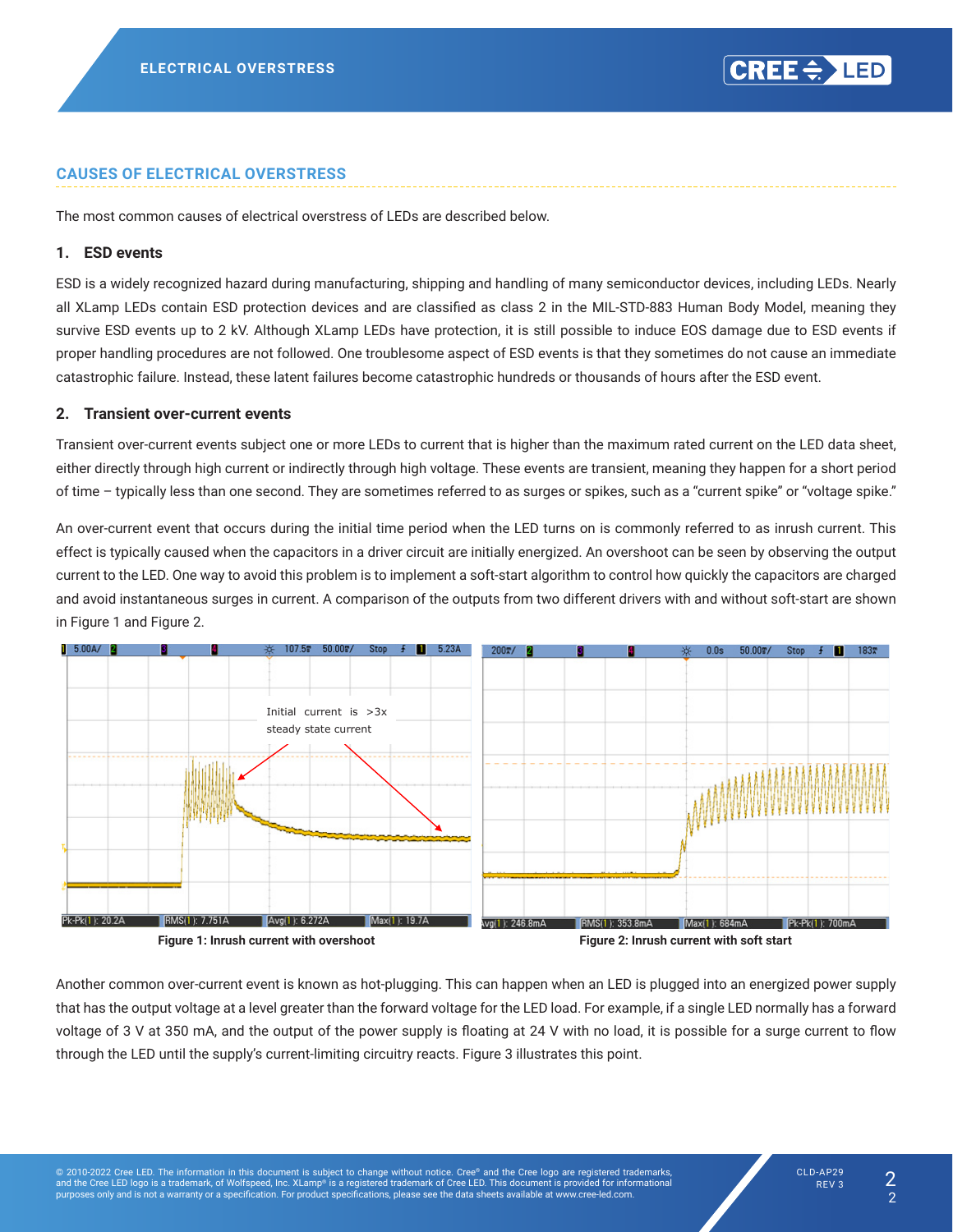## CAUSES OF ELECTRICAL OVERSTRESS

The most common causes of electrical overstress of LEDs are described below.

### 1. ESD events

ESD is a widely recognized hazard during manufacturing, shipping and handling of many semiconductor devices, including LEDs. Nearly all XLamp LEDs contain ESD protection devices and are classified as class 2 in the MIL-STD-883 Human Body Model, meaning they survive ESD events up to 2 kV. Although XLamp LEDs have protection, it is still possible to induce EOS damage due to ESD events if proper handling procedures are not followed. One troublesome aspect of ESD events is that they sometimes do not cause an immediate catastrophic failure. Instead, these latent failures become catastrophic hundreds or thousands of hours after the ESD event.

### 2. Transient over-current events

Transient over-current events subject one or more LEDs to current that is higher than the maximum rated current on the LED data sheet, either directly through high current or indirectly through high voltage. These events are transient, meaning they happen for a short period of time – typically less than one second. They are sometimes referred to as surges or spikes, such as a "current spike" or "voltage spike."

An over-current event that occurs during the initial time period when the LED turns on is commonly referred to as inrush current. This effect is typically caused when the capacitors in a driver circuit are initially energized. An overshoot can be seen by observing the output current to the LED. One way to avoid this problem is to implement a soft-start algorithm to control how quickly the capacitors are charged and avoid instantaneous surges in current. A comparison of the outputs from two different drivers with and without soft-start are shown in Figure 1 and Figure 2.

**Figure 1: Inrush current with overshoot**

**Figure 2: Inrush current with soft start**

Another common over-current event is known as hot-plugging. This can happen when an LED is plugged into an energized power supply that has the output voltage at a level greater than the forward voltage for the LED load. For example, if a single LED normally has a forward voltage of 3 V at 350 mA, and the output of the power supply is floating at 24 V with no load, it is possible for a surge current to flow through the LED until the supply's current-limiting circuitry reacts. Figure 3 illustrates this point.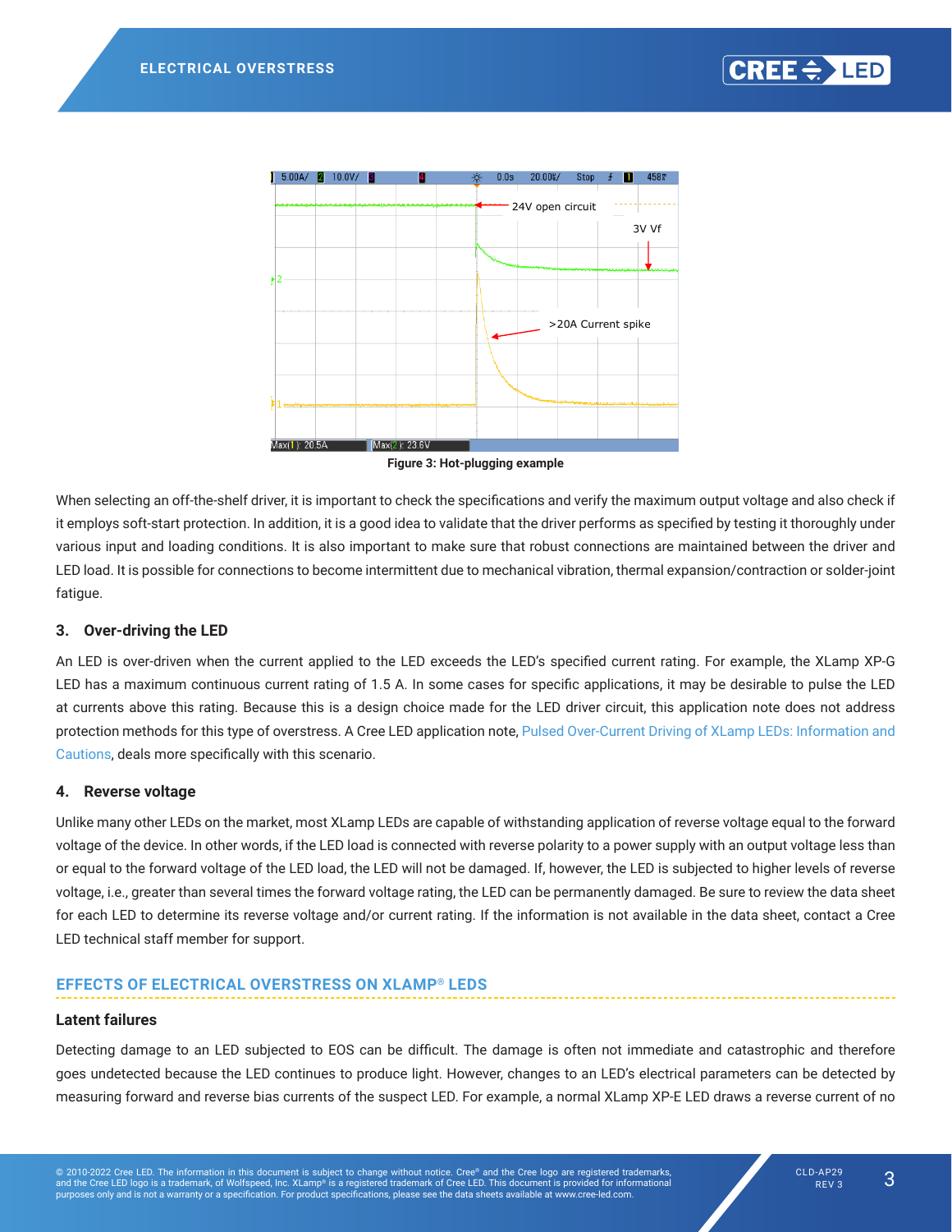Figure 3: Hot-plugging example

When selecting an off-the-shelf driver, it is important to check the specifications and verify the maximum output voltage and also check if it employs soft-start protection. In addition, it is a good idea to validate that the driver performs as specified by testing it thoroughly under various input and loading conditions. It is also important to make sure that robust connections are maintained between the driver and LED load. It is possible for connections to become intermittent due to mechanical vibration, thermal expansion/contraction or solder-joint fatigue.

### 3. Over-driving the LED

An LED is over-driven when the current applied to the LED exceeds the LED's specified current rating. For example, the XLamp XP-G LED has a maximum continuous current rating of 1.5 A. In some cases for specific applications, it may be desirable to pulse the LED at currents above this rating. Because this is a design choice made for the LED driver circuit, this application note does not address protection methods for this type of overstress. A Cree LED application note, Pulsed Over-Current Driving of XLamp LEDs: Information and Cautions, deals more specifically with this scenario.

### 4. Reverse voltage

Unlike many other LEDs on the market, most XLamp LEDs are capable of withstanding application of reverse voltage equal to the forward voltage of the device. In other words, if the LED load is connected with reverse polarity to a power supply with an output voltage less than or equal to the forward voltage of the LED load, the LED will not be damaged. If, however, the LED is subjected to higher levels of reverse voltage, i.e., greater than several times the forward voltage rating, the LED can be permanently damaged. Be sure to review the data sheet for each LED to determine its reverse voltage and/or current rating. If the information is not available in the data sheet, contact a Cree LED technical staff member for support.

## EFFECTS OF ELECTRICAL OVERSTRESS ON XLAMP® LEDS

### Latent failures

Detecting damage to an LED subjected to EOS can be difficult. The damage is often not immediate and catastrophic and therefore goes undetected because the LED continues to produce light. However, changes to an LED's electrical parameters can be detected by measuring forward and reverse bias currents of the suspect LED. For example, a normal XLamp XP-E LED draws a reverse current of no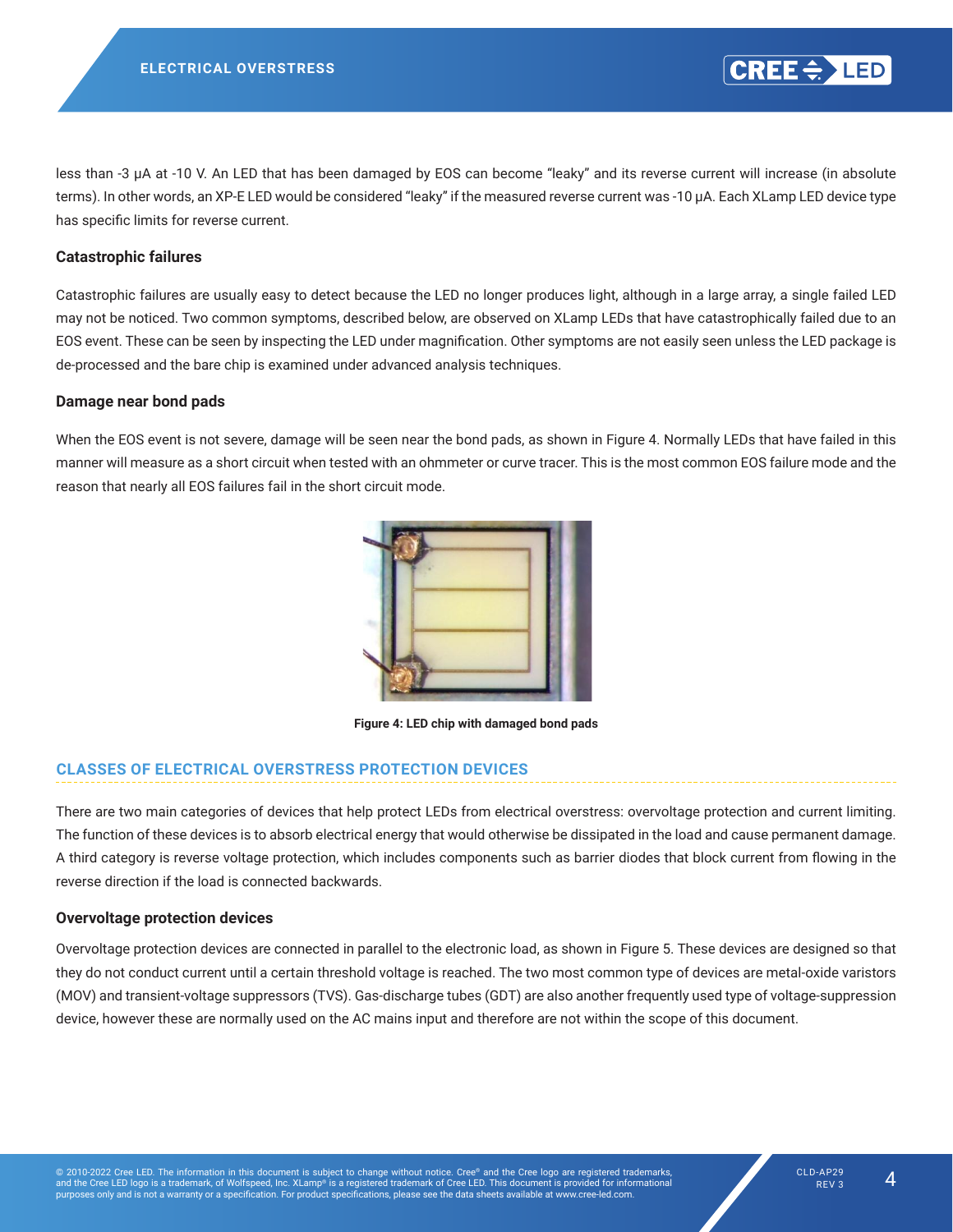less than -3 µA at -10 V. An LED that has been damaged by EOS can become "leaky" and its reverse current will increase (in absolute terms). In other words, an XP-E LED would be considered "leaky" if the measured reverse current was -10 µA. Each XLamp LED device type has specific limits for reverse current.

### Catastrophic failures

Catastrophic failures are usually easy to detect because the LED no longer produces light, although in a large array, a single failed LED may not be noticed. Two common symptoms, described below, are observed on XLamp LEDs that have catastrophically failed due to an EOS event. These can be seen by inspecting the LED under magnification. Other symptoms are not easily seen unless the LED package is de-processed and the bare chip is examined under advanced analysis techniques.

### Damage near bond pads

When the EOS event is not severe, damage will be seen near the bond pads, as shown in Figure 4. Normally LEDs that have failed in this manner will measure as a short circuit when tested with an ohmmeter or curve tracer. This is the most common EOS failure mode and the reason that nearly all EOS failures fail in the short circuit mode.

**Figure 4: LED chip with damaged bond pads**

## CLASSES OF ELECTRICAL OVERSTRESS PROTECTION DEVICES

There are two main categories of devices that help protect LEDs from electrical overstress: overvoltage protection and current limiting. The function of these devices is to absorb electrical energy that would otherwise be dissipated in the load and cause permanent damage. A third category is reverse voltage protection, which includes components such as barrier diodes that block current from flowing in the reverse direction if the load is connected backwards.

### Overvoltage protection devices

Overvoltage protection devices are connected in parallel to the electronic load, as shown in Figure 5. These devices are designed so that they do not conduct current until a certain threshold voltage is reached. The two most common type of devices are metal-oxide varistors (MOV) and transient-voltage suppressors (TVS). Gas-discharge tubes (GDT) are also another frequently used type of voltage-suppression device, however these are normally used on the AC mains input and therefore are not within the scope of this document.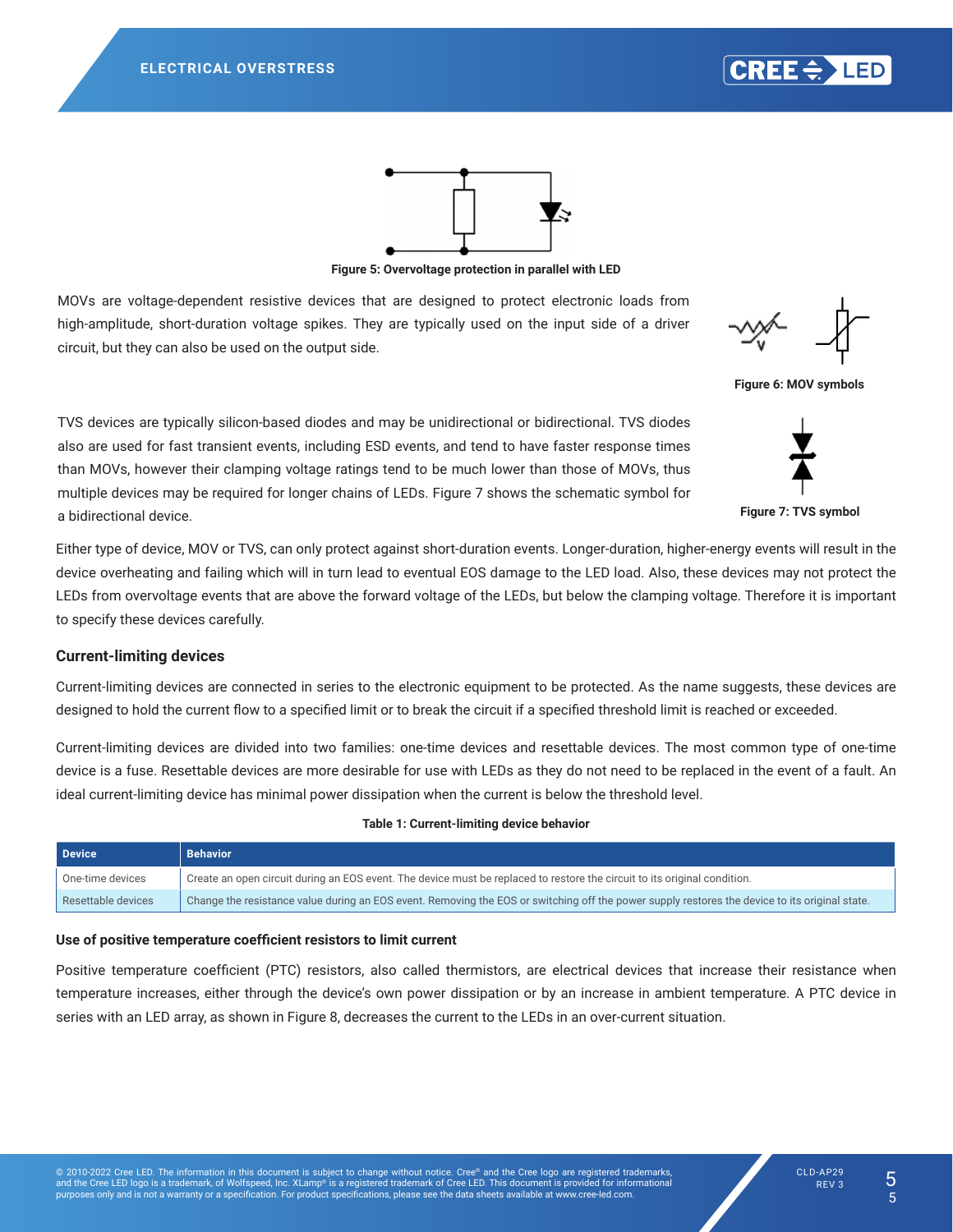Figure 5: Overvoltage protection in parallel with LED

MOVs are voltage-dependent resistive devices that are designed to protect electronic loads from high-amplitude, short-duration voltage spikes. They are typically used on the input side of a driver circuit, but they can also be used on the output side.

Figure 6: MOV symbols

TVS devices are typically silicon-based diodes and may be unidirectional or bidirectional. TVS diodes also are used for fast transient events, including ESD events, and tend to have faster response times than MOVs, however their clamping voltage ratings tend to be much lower than those of MOVs, thus multiple devices may be required for longer chains of LEDs. Figure 7 shows the schematic symbol for a bidirectional device.

Figure 7: TVS symbol

Either type of device, MOV or TVS, can only protect against short-duration events. Longer-duration, higher-energy events will result in the device overheating and failing which will in turn lead to eventual EOS damage to the LED load. Also, these devices may not protect the LEDs from overvoltage events that are above the forward voltage of the LEDs, but below the clamping voltage. Therefore it is important to specify these devices carefully.

### Current-limiting devices

Current-limiting devices are connected in series to the electronic equipment to be protected. As the name suggests, these devices are designed to hold the current flow to a specified limit or to break the circuit if a specified threshold limit is reached or exceeded.

Current-limiting devices are divided into two families: one-time devices and resettable devices. The most common type of one-time device is a fuse. Resettable devices are more desirable for use with LEDs as they do not need to be replaced in the event of a fault. An ideal current-limiting device has minimal power dissipation when the current is below the threshold level.

**Table 1: Current-limiting device behavior**

| Device | Behavior |
|---|---|
| One-time devices | Create an open circuit during an EOS event. The device must be replaced to restore the circuit to its original condition. |
| Resettable devices | Change the resistance value during an EOS event. Removing the EOS or switching off the power supply restores the device to its original state. |

#### Use of positive temperature coefficient resistors to limit current

Positive temperature coefficient (PTC) resistors, also called thermistors, are electrical devices that increase their resistance when temperature increases, either through the device's own power dissipation or by an increase in ambient temperature. A PTC device in series with an LED array, as shown in Figure 8, decreases the current to the LEDs in an over-current situation.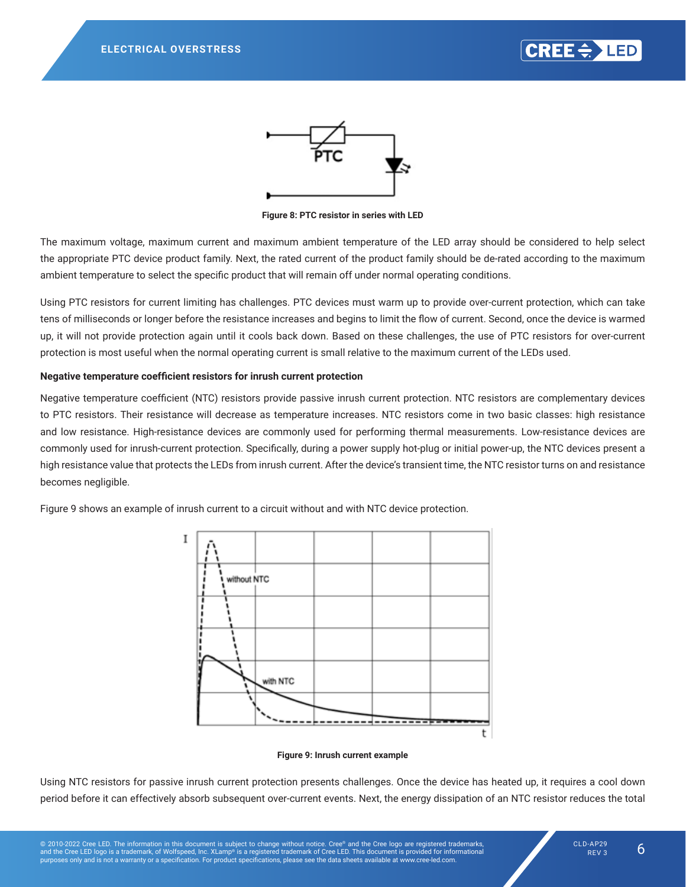Figure 8: PTC resistor in series with LED

The maximum voltage, maximum current and maximum ambient temperature of the LED array should be considered to help select the appropriate PTC device product family. Next, the rated current of the product family should be de-rated according to the maximum ambient temperature to select the specific product that will remain off under normal operating conditions.

Using PTC resistors for current limiting has challenges. PTC devices must warm up to provide over-current protection, which can take tens of milliseconds or longer before the resistance increases and begins to limit the flow of current. Second, once the device is warmed up, it will not provide protection again until it cools back down. Based on these challenges, the use of PTC resistors for over-current protection is most useful when the normal operating current is small relative to the maximum current of the LEDs used.

**Negative temperature coefficient resistors for inrush current protection**

Negative temperature coefficient (NTC) resistors provide passive inrush current protection. NTC resistors are complementary devices to PTC resistors. Their resistance will decrease as temperature increases. NTC resistors come in two basic classes: high resistance and low resistance. High-resistance devices are commonly used for performing thermal measurements. Low-resistance devices are commonly used for inrush-current protection. Specifically, during a power supply hot-plug or initial power-up, the NTC devices present a high resistance value that protects the LEDs from inrush current. After the device's transient time, the NTC resistor turns on and resistance becomes negligible.

Figure 9 shows an example of inrush current to a circuit without and with NTC device protection.

Figure 9: Inrush current example

Using NTC resistors for passive inrush current protection presents challenges. Once the device has heated up, it requires a cool down period before it can effectively absorb subsequent over-current events. Next, the energy dissipation of an NTC resistor reduces the total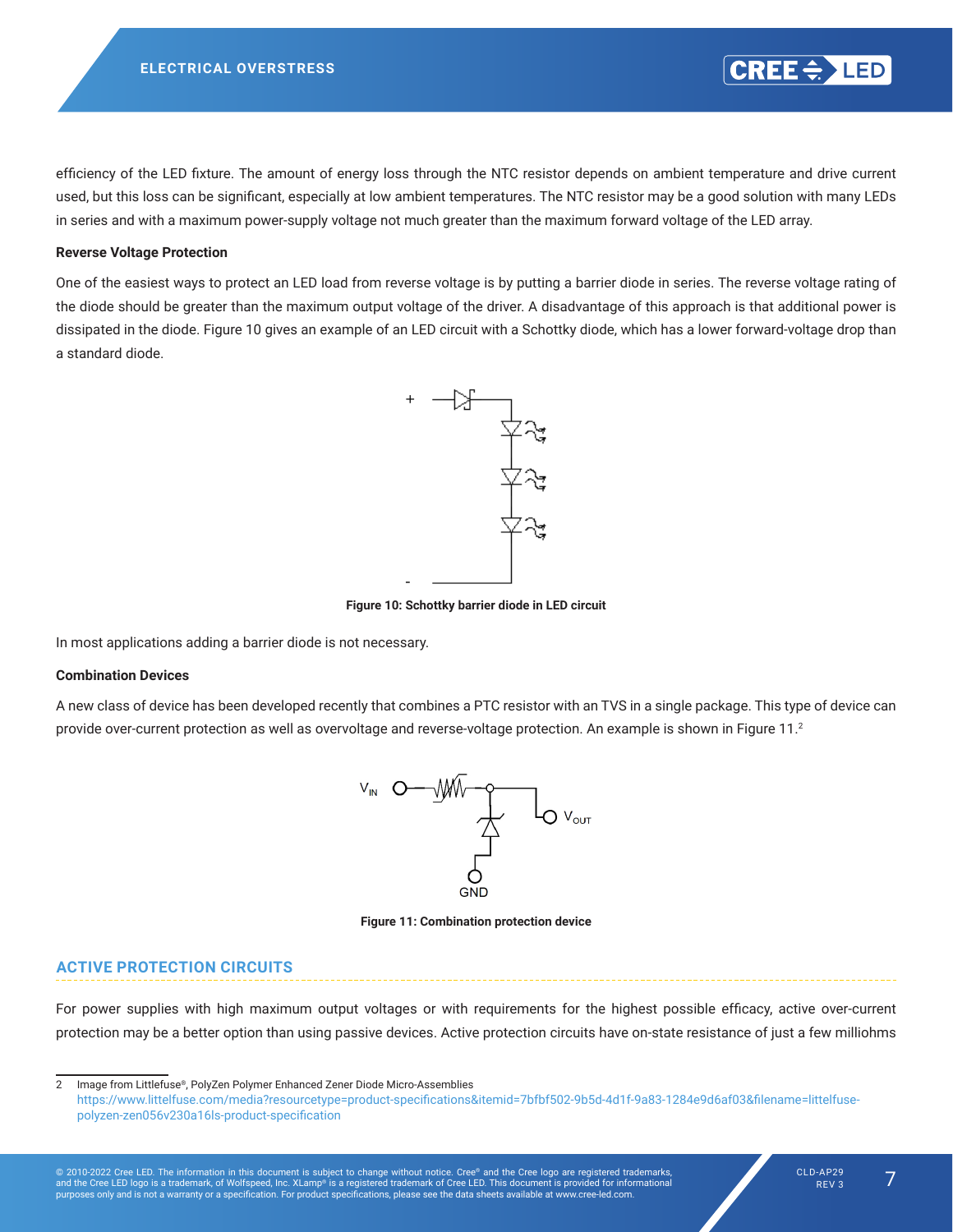efficiency of the LED fixture. The amount of energy loss through the NTC resistor depends on ambient temperature and drive current used, but this loss can be significant, especially at low ambient temperatures. The NTC resistor may be a good solution with many LEDs in series and with a maximum power-supply voltage not much greater than the maximum forward voltage of the LED array.

**Reverse Voltage Protection**

One of the easiest ways to protect an LED load from reverse voltage is by putting a barrier diode in series. The reverse voltage rating of the diode should be greater than the maximum output voltage of the driver. A disadvantage of this approach is that additional power is dissipated in the diode. Figure 10 gives an example of an LED circuit with a Schottky diode, which has a lower forward-voltage drop than a standard diode.

**Figure 10: Schottky barrier diode in LED circuit**

In most applications adding a barrier diode is not necessary.

**Combination Devices**

A new class of device has been developed recently that combines a PTC resistor with an TVS in a single package. This type of device can provide over-current protection as well as overvoltage and reverse-voltage protection. An example is shown in Figure 11.[2]

**Figure 11: Combination protection device**

## ACTIVE PROTECTION CIRCUITS

For power supplies with high maximum output voltages or with requirements for the highest possible efficacy, active over-current protection may be a better option than using passive devices. Active protection circuits have on-state resistance of just a few milliohms

2 Image from Littelfuse®, PolyZen Polymer Enhanced Zener Diode Micro-Assemblies https://www.littelfuse.com/media?resourcetype=product-specifications&itemid=7bfbf502-9b5d-4d1f-9a83-1284e9d6af03&filename=littelfuse-polyzen-zen056v230a16ls-product-specification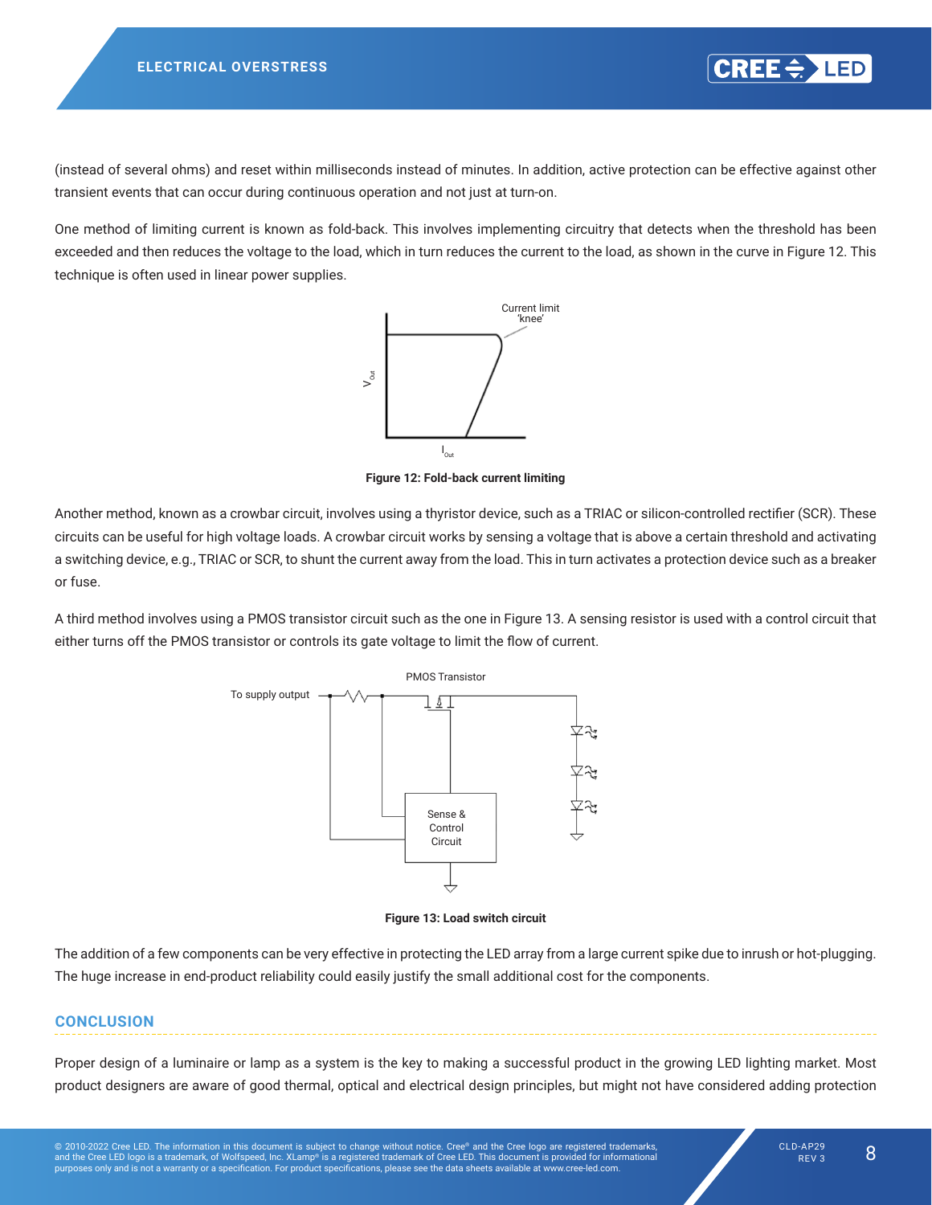(instead of several ohms) and reset within milliseconds instead of minutes. In addition, active protection can be effective against other transient events that can occur during continuous operation and not just at turn-on.

One method of limiting current is known as fold-back. This involves implementing circuitry that detects when the threshold has been exceeded and then reduces the voltage to the load, which in turn reduces the current to the load, as shown in the curve in Figure 12. This technique is often used in linear power supplies.

**Figure 12: Fold-back current limiting**

Another method, known as a crowbar circuit, involves using a thyristor device, such as a TRIAC or silicon-controlled rectifier (SCR). These circuits can be useful for high voltage loads. A crowbar circuit works by sensing a voltage that is above a certain threshold and activating a switching device, e.g., TRIAC or SCR, to shunt the current away from the load. This in turn activates a protection device such as a breaker or fuse.

A third method involves using a PMOS transistor circuit such as the one in Figure 13. A sensing resistor is used with a control circuit that either turns off the PMOS transistor or controls its gate voltage to limit the flow of current.

**Figure 13: Load switch circuit**

The addition of a few components can be very effective in protecting the LED array from a large current spike due to inrush or hot-plugging. The huge increase in end-product reliability could easily justify the small additional cost for the components.

## CONCLUSION

Proper design of a luminaire or lamp as a system is the key to making a successful product in the growing LED lighting market. Most product designers are aware of good thermal, optical and electrical design principles, but might not have considered adding protection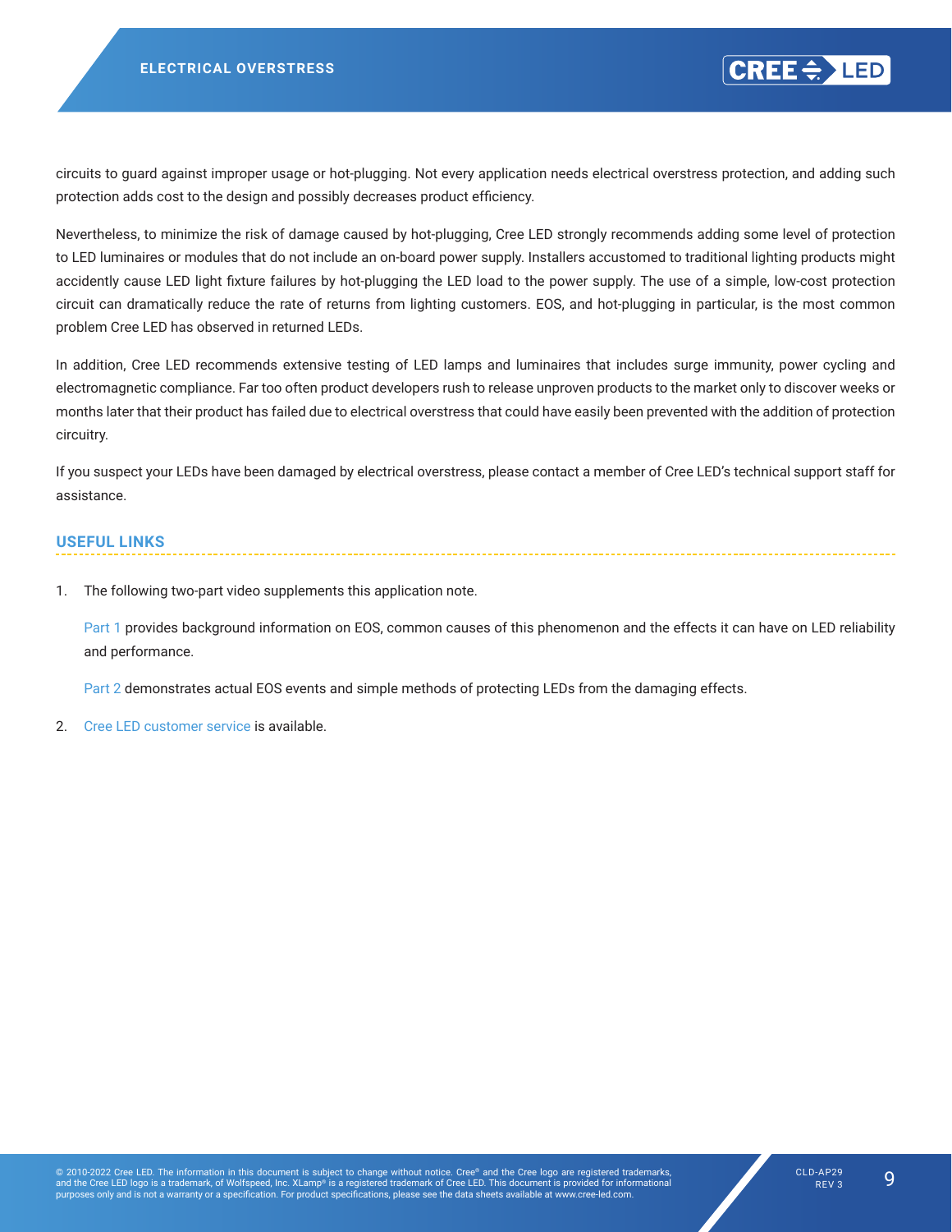circuits to guard against improper usage or hot-plugging. Not every application needs electrical overstress protection, and adding such protection adds cost to the design and possibly decreases product efficiency.

Nevertheless, to minimize the risk of damage caused by hot-plugging, Cree LED strongly recommends adding some level of protection to LED luminaires or modules that do not include an on-board power supply. Installers accustomed to traditional lighting products might accidently cause LED light fixture failures by hot-plugging the LED load to the power supply. The use of a simple, low-cost protection circuit can dramatically reduce the rate of returns from lighting customers. EOS, and hot-plugging in particular, is the most common problem Cree LED has observed in returned LEDs.

In addition, Cree LED recommends extensive testing of LED lamps and luminaires that includes surge immunity, power cycling and electromagnetic compliance. Far too often product developers rush to release unproven products to the market only to discover weeks or months later that their product has failed due to electrical overstress that could have easily been prevented with the addition of protection circuitry.

If you suspect your LEDs have been damaged by electrical overstress, please contact a member of Cree LED's technical support staff for assistance.

## USEFUL LINKS

1. The following two-part video supplements this application note.

   Part 1 provides background information on EOS, common causes of this phenomenon and the effects it can have on LED reliability and performance.

   Part 2 demonstrates actual EOS events and simple methods of protecting LEDs from the damaging effects.

2. Cree LED customer service is available.